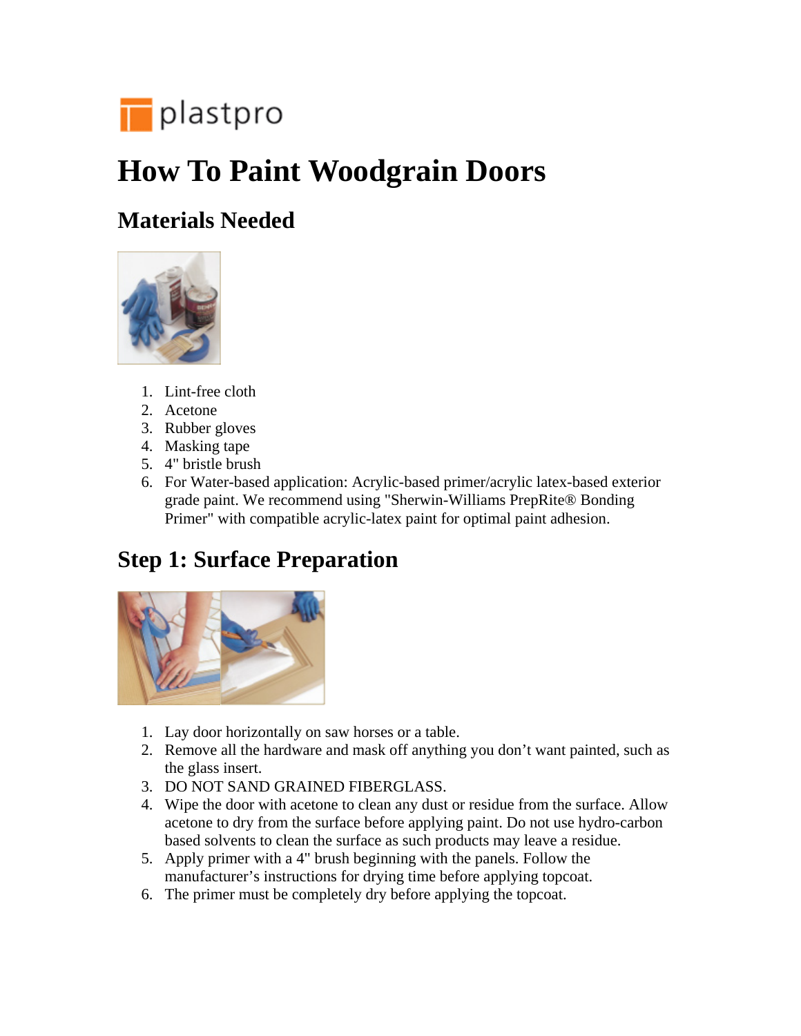plastpro

# How To Paint Woodgrain Doors

## Materials Needed

1. Lint-free cloth
2. Acetone
3. Rubber gloves
4. Masking tape
5. 4" bristle brush
6. For Water-based application: Acrylic-based primer/acrylic latex-based exterior grade paint. We recommend using "Sherwin-Williams PrepRite® Bonding Primer" with compatible acrylic-latex paint for optimal paint adhesion.

## Step 1: Surface Preparation

1. Lay door horizontally on saw horses or a table.
2. Remove all the hardware and mask off anything you don't want painted, such as the glass insert.
3. DO NOT SAND GRAINED FIBERGLASS.
4. Wipe the door with acetone to clean any dust or residue from the surface. Allow acetone to dry from the surface before applying paint. Do not use hydro-carbon based solvents to clean the surface as such products may leave a residue.
5. Apply primer with a 4" brush beginning with the panels. Follow the manufacturer's instructions for drying time before applying topcoat.
6. The primer must be completely dry before applying the topcoat.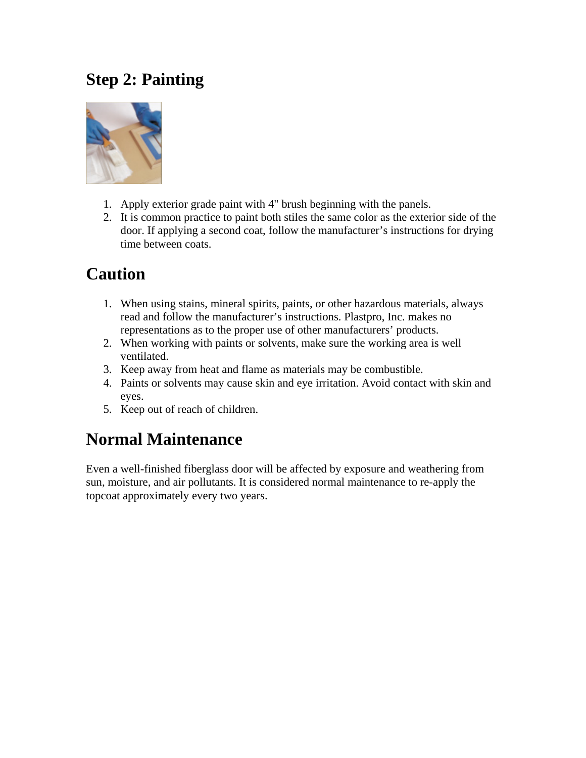## Step 2: Painting

1. Apply exterior grade paint with 4" brush beginning with the panels.
2. It is common practice to paint both stiles the same color as the exterior side of the door. If applying a second coat, follow the manufacturer's instructions for drying time between coats.

## Caution

1. When using stains, mineral spirits, paints, or other hazardous materials, always read and follow the manufacturer's instructions. Plastpro, Inc. makes no representations as to the proper use of other manufacturers' products.
2. When working with paints or solvents, make sure the working area is well ventilated.
3. Keep away from heat and flame as materials may be combustible.
4. Paints or solvents may cause skin and eye irritation. Avoid contact with skin and eyes.
5. Keep out of reach of children.

## Normal Maintenance

Even a well-finished fiberglass door will be affected by exposure and weathering from sun, moisture, and air pollutants. It is considered normal maintenance to re-apply the topcoat approximately every two years.